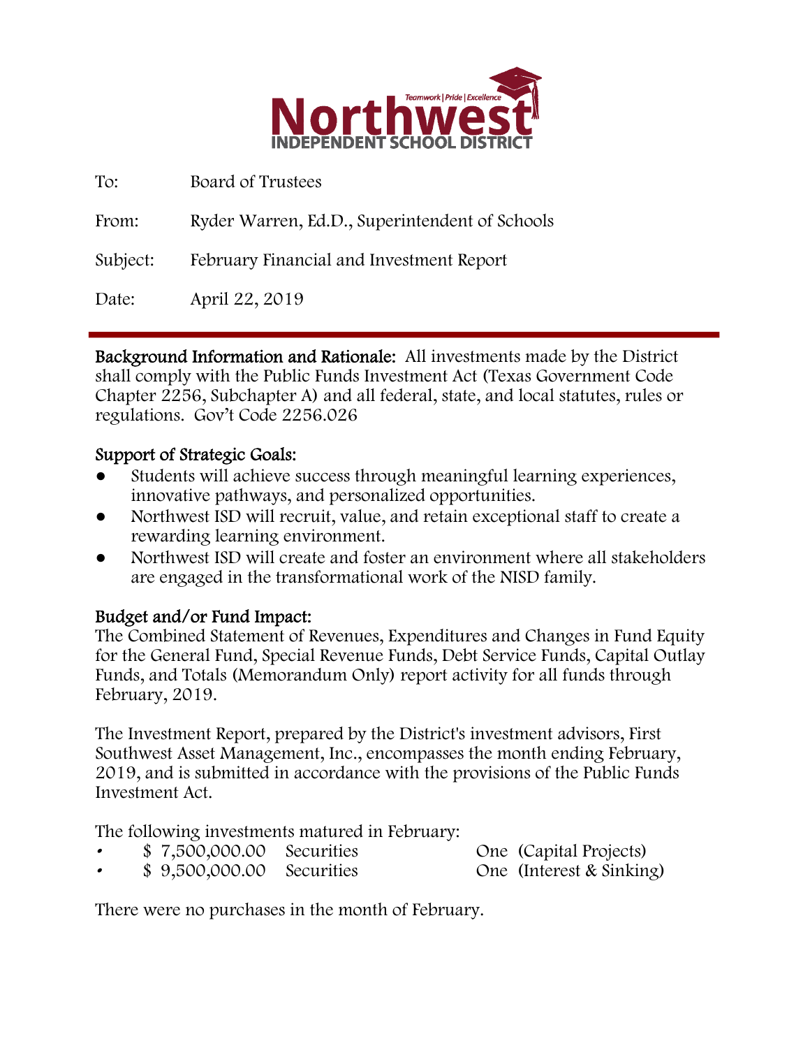**Northwest INDEPENDENT SCHOOL DISTRICT**

Teamwork | Pride | Excellence

To: Board of Trustees

From: Ryder Warren, Ed.D., Superintendent of Schools

Subject: February Financial and Investment Report

Date: April 22, 2019

---

**Background Information and Rationale:** All investments made by the District shall comply with the Public Funds Investment Act (Texas Government Code Chapter 2256, Subchapter A) and all federal, state, and local statutes, rules or regulations. Gov't Code 2256.026

**Support of Strategic Goals:**

- Students will achieve success through meaningful learning experiences, innovative pathways, and personalized opportunities.
- Northwest ISD will recruit, value, and retain exceptional staff to create a rewarding learning environment.
- Northwest ISD will create and foster an environment where all stakeholders are engaged in the transformational work of the NISD family.

**Budget and/or Fund Impact:**

The Combined Statement of Revenues, Expenditures and Changes in Fund Equity for the General Fund, Special Revenue Funds, Debt Service Funds, Capital Outlay Funds, and Totals (Memorandum Only) report activity for all funds through February, 2019.

The Investment Report, prepared by the District's investment advisors, First Southwest Asset Management, Inc., encompasses the month ending February, 2019, and is submitted in accordance with the provisions of the Public Funds Investment Act.

The following investments matured in February:

- $ 7,500,000.00 Securities One (Capital Projects)
- $ 9,500,000.00 Securities One (Interest & Sinking)

There were no purchases in the month of February.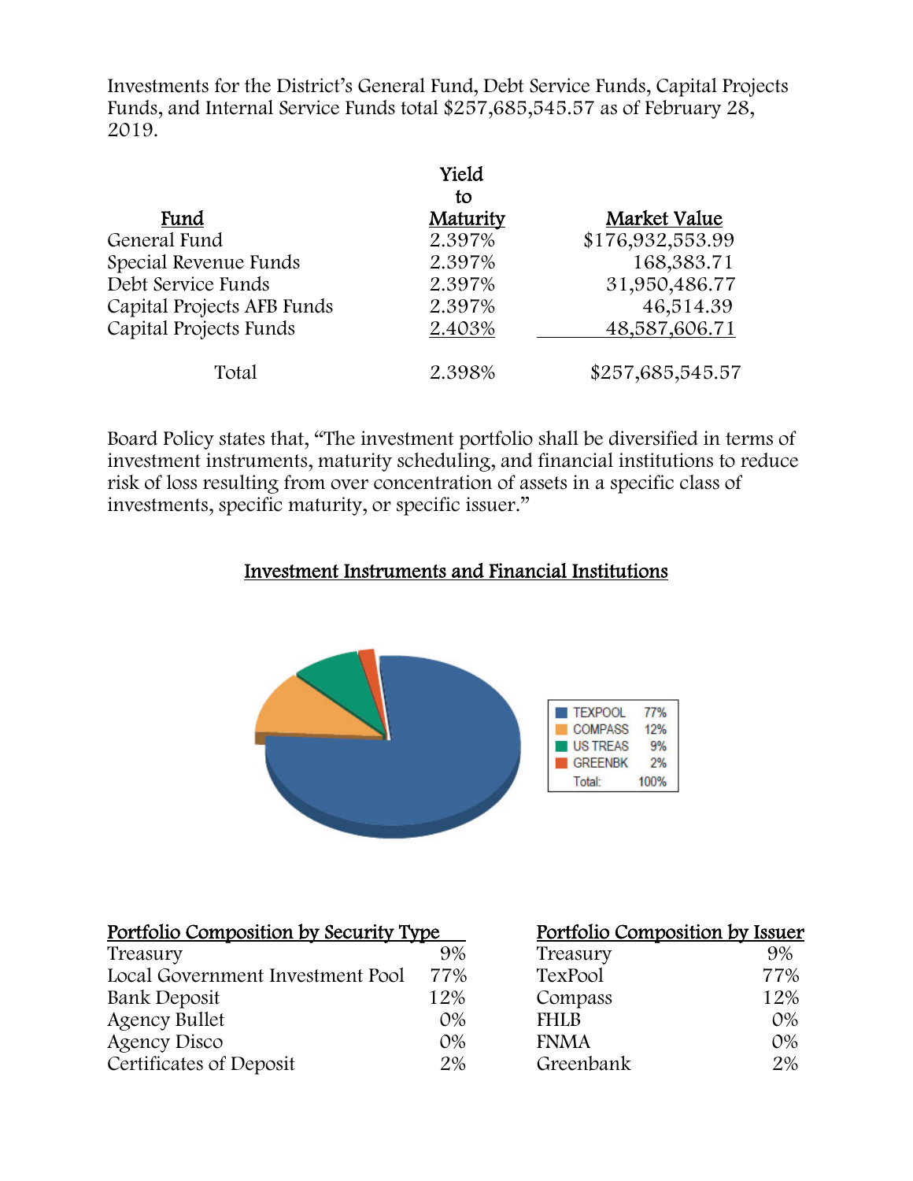Investments for the District's General Fund, Debt Service Funds, Capital Projects Funds, and Internal Service Funds total $257,685,545.57 as of February 28, 2019.

| Fund | Yield to Maturity | Market Value |
|---|---|---|
| General Fund | 2.397% | $176,932,553.99 |
| Special Revenue Funds | 2.397% | 168,383.71 |
| Debt Service Funds | 2.397% | 31,950,486.77 |
| Capital Projects AFB Funds | 2.397% | 46,514.39 |
| Capital Projects Funds | 2.403% | 48,587,606.71 |
| Total | 2.398% | $257,685,545.57 |

Board Policy states that, "The investment portfolio shall be diversified in terms of investment instruments, maturity scheduling, and financial institutions to reduce risk of loss resulting from over concentration of assets in a specific class of investments, specific maturity, or specific issuer."

## Investment Instruments and Financial Institutions

| | |
|---|---|
| TEXPOOL | 77% |
| COMPASS | 12% |
| US TREAS | 9% |
| GREENBK | 2% |
| Total: | 100% |

| Portfolio Composition by Security Type | |
|---|---|
| Treasury | 9% |
| Local Government Investment Pool | 77% |
| Bank Deposit | 12% |
| Agency Bullet | 0% |
| Agency Disco | 0% |
| Certificates of Deposit | 2% |

| Portfolio Composition by Issuer | |
|---|---|
| Treasury | 9% |
| TexPool | 77% |
| Compass | 12% |
| FHLB | 0% |
| FNMA | 0% |
| Greenbank | 2% |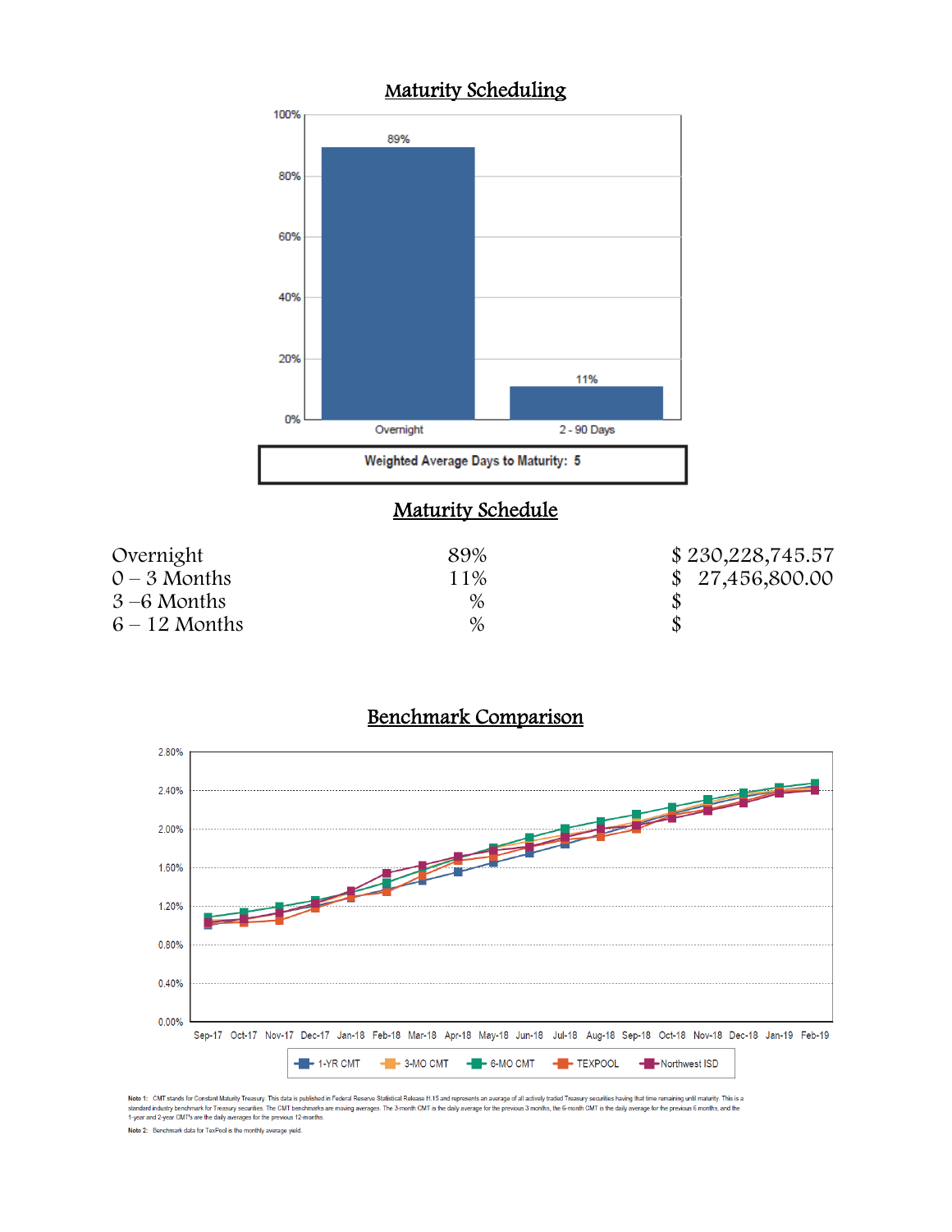## Maturity Scheduling

| | Overnight | 2 - 90 Days |
|---|---|---|
| Percent | 89% | 11% |

**Weighted Average Days to Maturity: 5**

## Maturity Schedule

| | | |
|---|---|---|
| Overnight | 89% | $ 230,228,745.57 |
| 0 – 3 Months | 11% | $ 27,456,800.00 |
| 3 –6 Months | % | $ |
| 6 – 12 Months | % | $ |

## Benchmark Comparison

Legend: 1-YR CMT, 3-MO CMT, 6-MO CMT, TEXPOOL, Northwest ISD

Months: Sep-17, Oct-17, Nov-17, Dec-17, Jan-18, Feb-18, Mar-18, Apr-18, May-18, Jun-18, Jul-18, Aug-18, Sep-18, Oct-18, Nov-18, Dec-18, Jan-19, Feb-19

**Note 1:** CMT stands for Constant Maturity Treasury. This data is published in Federal Reserve Statistical Release H.15 and represents an average of all actively traded Treasury securities having that time remaining until maturity. This is a standard industry benchmark for Treasury securities. The CMT benchmarks are moving averages. The 3-month CMT is the daily average for the previous 3 months, the 6-month CMT is the daily average for the previous 6 months, and the 1-year and 2-year CMT's are the daily averages for the previous 12-months.

**Note 2:** Benchmark data for TexPool is the monthly average yield.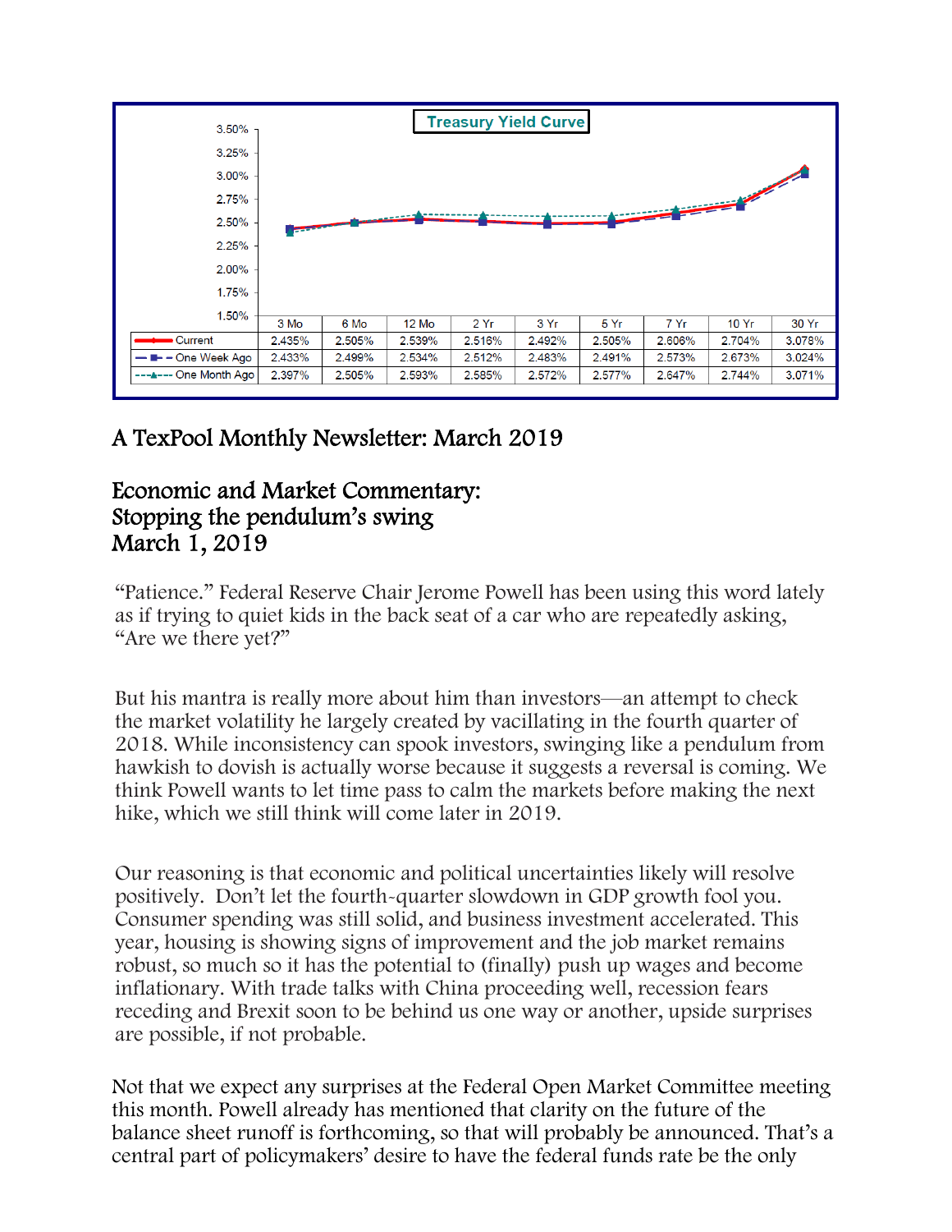**Treasury Yield Curve**

| | 3 Mo | 6 Mo | 12 Mo | 2 Yr | 3 Yr | 5 Yr | 7 Yr | 10 Yr | 30 Yr |
|---|---|---|---|---|---|---|---|---|---|
| Current | 2.435% | 2.505% | 2.539% | 2.516% | 2.492% | 2.505% | 2.606% | 2.704% | 3.078% |
| One Week Ago | 2.433% | 2.499% | 2.534% | 2.512% | 2.483% | 2.491% | 2.573% | 2.673% | 3.024% |
| One Month Ago | 2.397% | 2.505% | 2.593% | 2.585% | 2.572% | 2.577% | 2.647% | 2.744% | 3.071% |

## A TexPool Monthly Newsletter: March 2019

## Economic and Market Commentary: Stopping the pendulum's swing March 1, 2019

"Patience." Federal Reserve Chair Jerome Powell has been using this word lately as if trying to quiet kids in the back seat of a car who are repeatedly asking, "Are we there yet?"

But his mantra is really more about him than investors—an attempt to check the market volatility he largely created by vacillating in the fourth quarter of 2018. While inconsistency can spook investors, swinging like a pendulum from hawkish to dovish is actually worse because it suggests a reversal is coming. We think Powell wants to let time pass to calm the markets before making the next hike, which we still think will come later in 2019.

Our reasoning is that economic and political uncertainties likely will resolve positively. Don't let the fourth-quarter slowdown in GDP growth fool you. Consumer spending was still solid, and business investment accelerated. This year, housing is showing signs of improvement and the job market remains robust, so much so it has the potential to (finally) push up wages and become inflationary. With trade talks with China proceeding well, recession fears receding and Brexit soon to be behind us one way or another, upside surprises are possible, if not probable.

Not that we expect any surprises at the Federal Open Market Committee meeting this month. Powell already has mentioned that clarity on the future of the balance sheet runoff is forthcoming, so that will probably be announced. That's a central part of policymakers' desire to have the federal funds rate be the only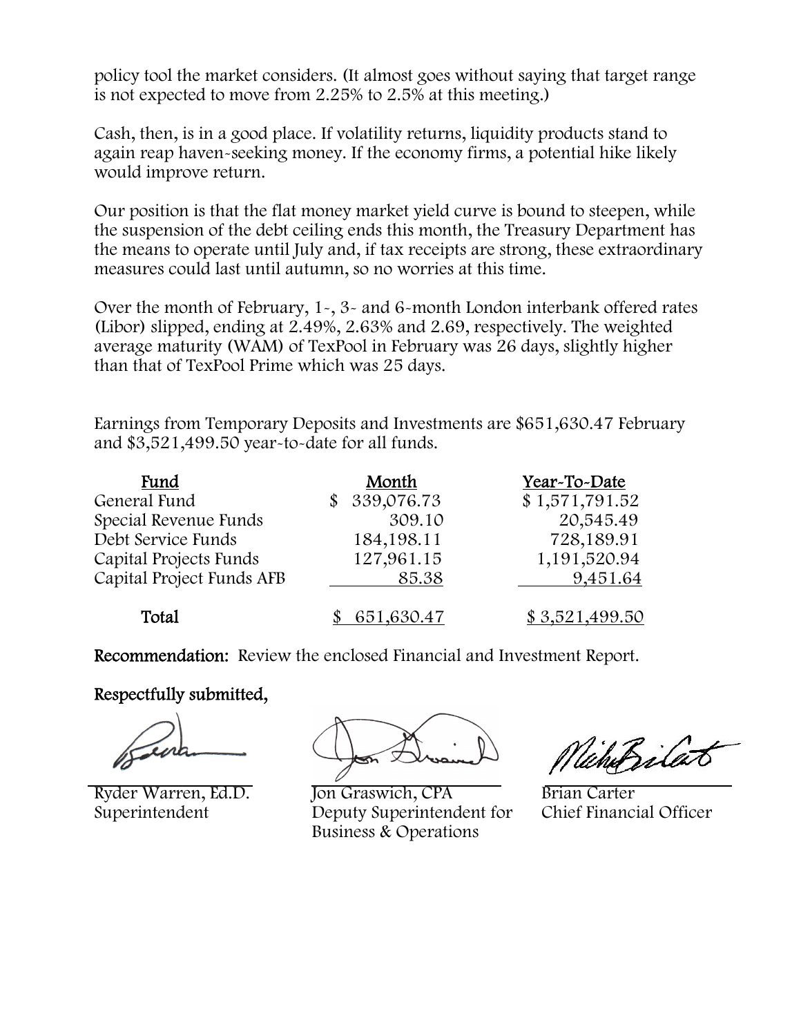policy tool the market considers. (It almost goes without saying that target range is not expected to move from 2.25% to 2.5% at this meeting.)

Cash, then, is in a good place. If volatility returns, liquidity products stand to again reap haven-seeking money. If the economy firms, a potential hike likely would improve return.

Our position is that the flat money market yield curve is bound to steepen, while the suspension of the debt ceiling ends this month, the Treasury Department has the means to operate until July and, if tax receipts are strong, these extraordinary measures could last until autumn, so no worries at this time.

Over the month of February, 1-, 3- and 6-month London interbank offered rates (Libor) slipped, ending at 2.49%, 2.63% and 2.69, respectively. The weighted average maturity (WAM) of TexPool in February was 26 days, slightly higher than that of TexPool Prime which was 25 days.

Earnings from Temporary Deposits and Investments are $651,630.47 February and $3,521,499.50 year-to-date for all funds.

| Fund | Month | Year-To-Date |
|---|---|---|
| General Fund | $ 339,076.73 | $ 1,571,791.52 |
| Special Revenue Funds | 309.10 | 20,545.49 |
| Debt Service Funds | 184,198.11 | 728,189.91 |
| Capital Projects Funds | 127,961.15 | 1,191,520.94 |
| Capital Project Funds AFB | 85.38 | 9,451.64 |
| **Total** | $ 651,630.47 | $ 3,521,499.50 |

**Recommendation:** Review the enclosed Financial and Investment Report.

**Respectfully submitted,**

Ryder Warren, Ed.D.
Superintendent

Jon Graswich, CPA
Deputy Superintendent for Business & Operations

Brian Carter
Chief Financial Officer